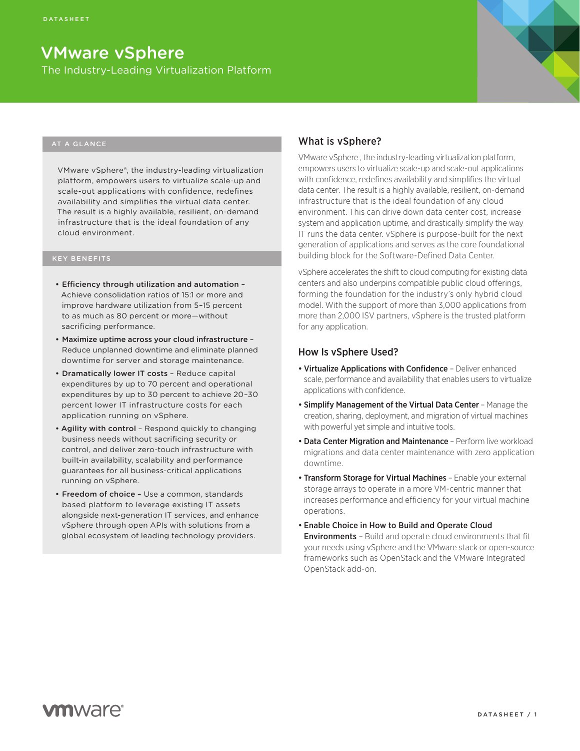DATASHEET

# VMware vSphere

The Industry-Leading Virtualization Platform

## AT A GLANCE

VMware vSphere®, the industry-leading virtualization platform, empowers users to virtualize scale-up and scale-out applications with confidence, redefines availability and simplifies the virtual data center. The result is a highly available, resilient, on-demand infrastructure that is the ideal foundation of any cloud environment.

## KEY BENEFITS

- **Efficiency through utilization and automation** – Achieve consolidation ratios of 15:1 or more and improve hardware utilization from 5–15 percent to as much as 80 percent or more—without sacrificing performance.
- **Maximize uptime across your cloud infrastructure** – Reduce unplanned downtime and eliminate planned downtime for server and storage maintenance.
- **Dramatically lower IT costs** – Reduce capital expenditures by up to 70 percent and operational expenditures by up to 30 percent to achieve 20–30 percent lower IT infrastructure costs for each application running on vSphere.
- **Agility with control** – Respond quickly to changing business needs without sacrificing security or control, and deliver zero-touch infrastructure with built-in availability, scalability and performance guarantees for all business-critical applications running on vSphere.
- **Freedom of choice** – Use a common, standards based platform to leverage existing IT assets alongside next-generation IT services, and enhance vSphere through open APIs with solutions from a global ecosystem of leading technology providers.

## What is vSphere?

VMware vSphere , the industry-leading virtualization platform, empowers users to virtualize scale-up and scale-out applications with confidence, redefines availability and simplifies the virtual data center. The result is a highly available, resilient, on-demand infrastructure that is the ideal foundation of any cloud environment. This can drive down data center cost, increase system and application uptime, and drastically simplify the way IT runs the data center. vSphere is purpose-built for the next generation of applications and serves as the core foundational building block for the Software-Defined Data Center.

vSphere accelerates the shift to cloud computing for existing data centers and also underpins compatible public cloud offerings, forming the foundation for the industry's only hybrid cloud model. With the support of more than 3,000 applications from more than 2,000 ISV partners, vSphere is the trusted platform for any application.

## How Is vSphere Used?

- **Virtualize Applications with Confidence** – Deliver enhanced scale, performance and availability that enables users to virtualize applications with confidence.
- **Simplify Management of the Virtual Data Center** – Manage the creation, sharing, deployment, and migration of virtual machines with powerful yet simple and intuitive tools.
- **Data Center Migration and Maintenance** – Perform live workload migrations and data center maintenance with zero application downtime.
- **Transform Storage for Virtual Machines** – Enable your external storage arrays to operate in a more VM-centric manner that increases performance and efficiency for your virtual machine operations.
- **Enable Choice in How to Build and Operate Cloud Environments** – Build and operate cloud environments that fit your needs using vSphere and the VMware stack or open-source frameworks such as OpenStack and the VMware Integrated OpenStack add-on.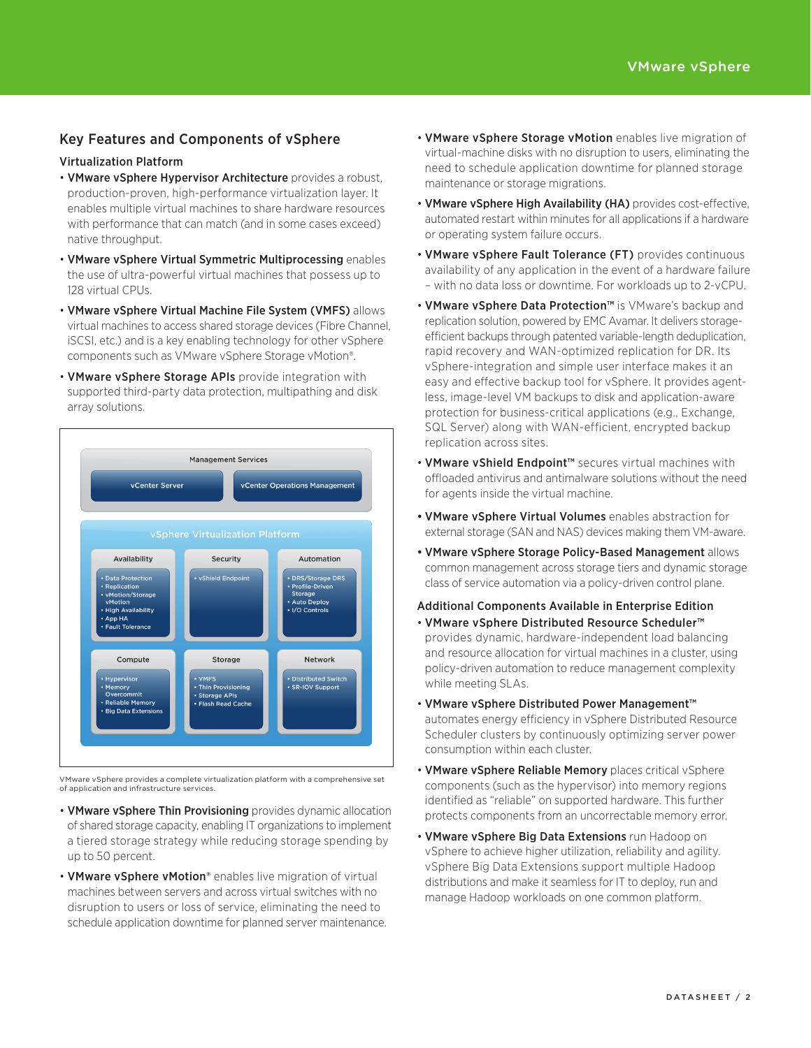## Key Features and Components of vSphere

### Virtualization Platform

- **VMware vSphere Hypervisor Architecture** provides a robust, production-proven, high-performance virtualization layer. It enables multiple virtual machines to share hardware resources with performance that can match (and in some cases exceed) native throughput.
- **VMware vSphere Virtual Symmetric Multiprocessing** enables the use of ultra-powerful virtual machines that possess up to 128 virtual CPUs.
- **VMware vSphere Virtual Machine File System (VMFS)** allows virtual machines to access shared storage devices (Fibre Channel, iSCSI, etc.) and is a key enabling technology for other vSphere components such as VMware vSphere Storage vMotion®.
- **VMware vSphere Storage APIs** provide integration with supported third-party data protection, multipathing and disk array solutions.

Management Services

vCenter Server

vCenter Operations Management

vSphere Virtualization Platform

Availability
- Data Protection
- Replication
- vMotion/Storage vMotion
- High Availability
- App HA
- Fault Tolerance

Security
- vShield Endpoint

Automation
- DRS/Storage DRS
- Profile-Driven Storage
- Auto Deploy
- I/O Controls

Compute
- Hypervisor
- Memory Overcommit
- Reliable Memory
- Big Data Extensions

Storage
- VMFS
- Thin Provisioning
- Storage APIs
- Flash Read Cache

Network
- Distributed Switch
- SR-IOV Support

VMware vSphere provides a complete virtualization platform with a comprehensive set of application and infrastructure services.

- **VMware vSphere Thin Provisioning** provides dynamic allocation of shared storage capacity, enabling IT organizations to implement a tiered storage strategy while reducing storage spending by up to 50 percent.
- **VMware vSphere vMotion®** enables live migration of virtual machines between servers and across virtual switches with no disruption to users or loss of service, eliminating the need to schedule application downtime for planned server maintenance.
- **VMware vSphere Storage vMotion** enables live migration of virtual-machine disks with no disruption to users, eliminating the need to schedule application downtime for planned storage maintenance or storage migrations.
- **VMware vSphere High Availability (HA)** provides cost-effective, automated restart within minutes for all applications if a hardware or operating system failure occurs.
- **VMware vSphere Fault Tolerance (FT)** provides continuous availability of any application in the event of a hardware failure – with no data loss or downtime. For workloads up to 2-vCPU.
- **VMware vSphere Data Protection™** is VMware's backup and replication solution, powered by EMC Avamar. It delivers storage-efficient backups through patented variable-length deduplication, rapid recovery and WAN-optimized replication for DR. Its vSphere-integration and simple user interface makes it an easy and effective backup tool for vSphere. It provides agent-less, image-level VM backups to disk and application-aware protection for business-critical applications (e.g., Exchange, SQL Server) along with WAN-efficient, encrypted backup replication across sites.
- **VMware vShield Endpoint™** secures virtual machines with offloaded antivirus and antimalware solutions without the need for agents inside the virtual machine.
- **VMware vSphere Virtual Volumes** enables abstraction for external storage (SAN and NAS) devices making them VM-aware.
- **VMware vSphere Storage Policy-Based Management** allows common management across storage tiers and dynamic storage class of service automation via a policy-driven control plane.

### Additional Components Available in Enterprise Edition

- **VMware vSphere Distributed Resource Scheduler™** provides dynamic, hardware-independent load balancing and resource allocation for virtual machines in a cluster, using policy-driven automation to reduce management complexity while meeting SLAs.
- **VMware vSphere Distributed Power Management™** automates energy efficiency in vSphere Distributed Resource Scheduler clusters by continuously optimizing server power consumption within each cluster.
- **VMware vSphere Reliable Memory** places critical vSphere components (such as the hypervisor) into memory regions identified as "reliable" on supported hardware. This further protects components from an uncorrectable memory error.
- **VMware vSphere Big Data Extensions** run Hadoop on vSphere to achieve higher utilization, reliability and agility. vSphere Big Data Extensions support multiple Hadoop distributions and make it seamless for IT to deploy, run and manage Hadoop workloads on one common platform.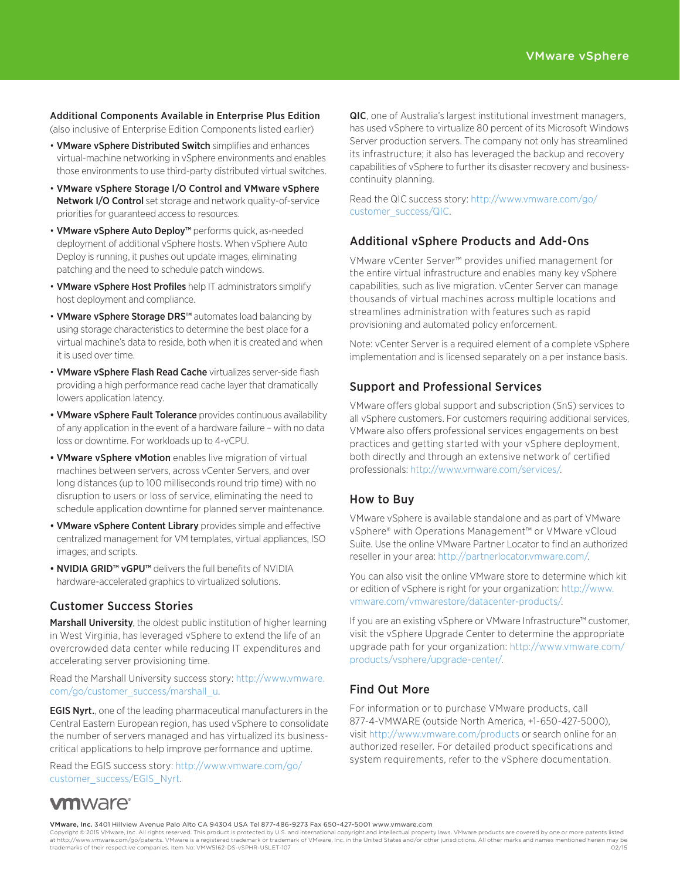### Additional Components Available in Enterprise Plus Edition

(also inclusive of Enterprise Edition Components listed earlier)

- **VMware vSphere Distributed Switch** simplifies and enhances virtual-machine networking in vSphere environments and enables those environments to use third-party distributed virtual switches.
- **VMware vSphere Storage I/O Control and VMware vSphere Network I/O Control** set storage and network quality-of-service priorities for guaranteed access to resources.
- **VMware vSphere Auto Deploy™** performs quick, as-needed deployment of additional vSphere hosts. When vSphere Auto Deploy is running, it pushes out update images, eliminating patching and the need to schedule patch windows.
- **VMware vSphere Host Profiles** help IT administrators simplify host deployment and compliance.
- **VMware vSphere Storage DRS™** automates load balancing by using storage characteristics to determine the best place for a virtual machine's data to reside, both when it is created and when it is used over time.
- **VMware vSphere Flash Read Cache** virtualizes server-side flash providing a high performance read cache layer that dramatically lowers application latency.
- **VMware vSphere Fault Tolerance** provides continuous availability of any application in the event of a hardware failure – with no data loss or downtime. For workloads up to 4-vCPU.
- **VMware vSphere vMotion** enables live migration of virtual machines between servers, across vCenter Servers, and over long distances (up to 100 milliseconds round trip time) with no disruption to users or loss of service, eliminating the need to schedule application downtime for planned server maintenance.
- **VMware vSphere Content Library** provides simple and effective centralized management for VM templates, virtual appliances, ISO images, and scripts.
- **NVIDIA GRID™ vGPU™** delivers the full benefits of NVIDIA hardware-accelerated graphics to virtualized solutions.

## Customer Success Stories

**Marshall University**, the oldest public institution of higher learning in West Virginia, has leveraged vSphere to extend the life of an overcrowded data center while reducing IT expenditures and accelerating server provisioning time.

Read the Marshall University success story: http://www.vmware.com/go/customer_success/marshall_u.

**EGIS Nyrt.**, one of the leading pharmaceutical manufacturers in the Central Eastern European region, has used vSphere to consolidate the number of servers managed and has virtualized its business-critical applications to help improve performance and uptime.

Read the EGIS success story: http://www.vmware.com/go/customer_success/EGIS_Nyrt.

**QIC**, one of Australia's largest institutional investment managers, has used vSphere to virtualize 80 percent of its Microsoft Windows Server production servers. The company not only has streamlined its infrastructure; it also has leveraged the backup and recovery capabilities of vSphere to further its disaster recovery and business-continuity planning.

Read the QIC success story: http://www.vmware.com/go/customer_success/QIC.

## Additional vSphere Products and Add-Ons

VMware vCenter Server™ provides unified management for the entire virtual infrastructure and enables many key vSphere capabilities, such as live migration. vCenter Server can manage thousands of virtual machines across multiple locations and streamlines administration with features such as rapid provisioning and automated policy enforcement.

Note: vCenter Server is a required element of a complete vSphere implementation and is licensed separately on a per instance basis.

## Support and Professional Services

VMware offers global support and subscription (SnS) services to all vSphere customers. For customers requiring additional services, VMware also offers professional services engagements on best practices and getting started with your vSphere deployment, both directly and through an extensive network of certified professionals: http://www.vmware.com/services/.

## How to Buy

VMware vSphere is available standalone and as part of VMware vSphere® with Operations Management™ or VMware vCloud Suite. Use the online VMware Partner Locator to find an authorized reseller in your area: http://partnerlocator.vmware.com/.

You can also visit the online VMware store to determine which kit or edition of vSphere is right for your organization: http://www.vmware.com/vmwarestore/datacenter-products/.

If you are an existing vSphere or VMware Infrastructure™ customer, visit the vSphere Upgrade Center to determine the appropriate upgrade path for your organization: http://www.vmware.com/products/vsphere/upgrade-center/.

## Find Out More

For information or to purchase VMware products, call 877-4-VMWARE (outside North America, +1-650-427-5000), visit http://www.vmware.com/products or search online for an authorized reseller. For detailed product specifications and system requirements, refer to the vSphere documentation.

**VMware, Inc.** 3401 Hillview Avenue Palo Alto CA 94304 USA Tel 877-486-9273 Fax 650-427-5001 www.vmware.com
Copyright © 2015 VMware, Inc. All rights reserved. This product is protected by U.S. and international copyright and intellectual property laws. VMware products are covered by one or more patents listed at http://www.vmware.com/go/patents. VMware is a registered trademark or trademark of VMware, Inc. in the United States and/or other jurisdictions. All other marks and names mentioned herein may be trademarks of their respective companies. Item No: VMW5162-DS-vSPHR-USLET-107 02/15